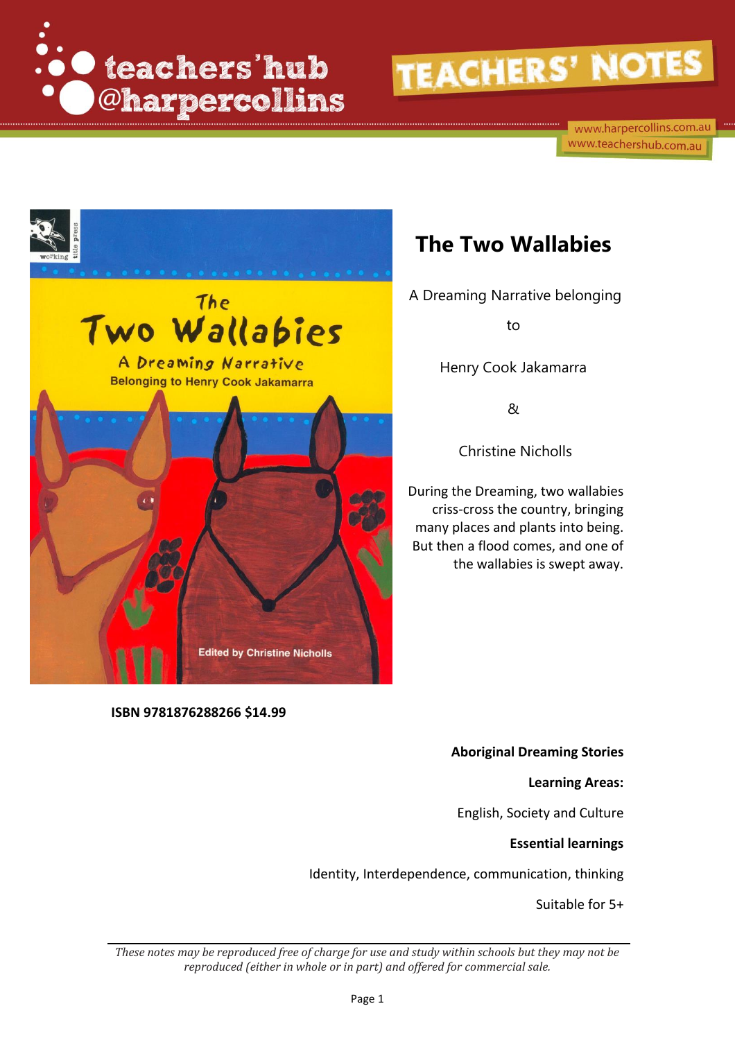teachers'hub @harpercollins

TEACHERS' NOTES

www.harpercollins.com.au
www.teachershub.com.au

# The Two Wallabies

A Dreaming Narrative belonging

to

Henry Cook Jakamarra

&

Christine Nicholls

During the Dreaming, two wallabies criss-cross the country, bringing many places and plants into being. But then a flood comes, and one of the wallabies is swept away.

**ISBN 9781876288266 $14.99**

**Aboriginal Dreaming Stories**

**Learning Areas:**

English, Society and Culture

**Essential learnings**

Identity, Interdependence, communication, thinking

Suitable for 5+

*These notes may be reproduced free of charge for use and study within schools but they may not be reproduced (either in whole or in part) and offered for commercial sale.*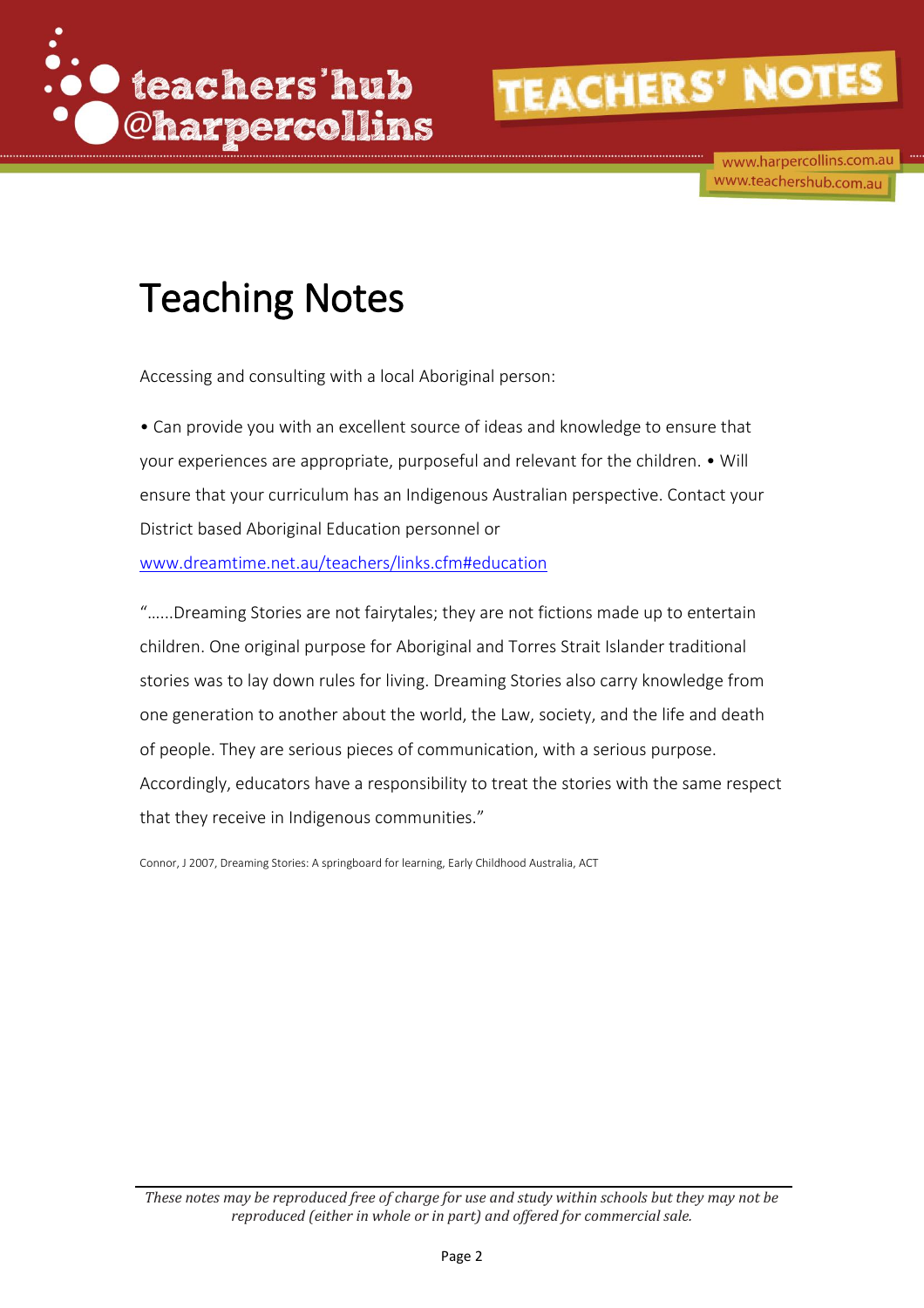# Teaching Notes

Accessing and consulting with a local Aboriginal person:

• Can provide you with an excellent source of ideas and knowledge to ensure that your experiences are appropriate, purposeful and relevant for the children. • Will ensure that your curriculum has an Indigenous Australian perspective. Contact your District based Aboriginal Education personnel or [www.dreamtime.net.au/teachers/links.cfm#education](www.dreamtime.net.au/teachers/links.cfm#education)

"......Dreaming Stories are not fairytales; they are not fictions made up to entertain children. One original purpose for Aboriginal and Torres Strait Islander traditional stories was to lay down rules for living. Dreaming Stories also carry knowledge from one generation to another about the world, the Law, society, and the life and death of people. They are serious pieces of communication, with a serious purpose. Accordingly, educators have a responsibility to treat the stories with the same respect that they receive in Indigenous communities."

Connor, J 2007, Dreaming Stories: A springboard for learning, Early Childhood Australia, ACT

*These notes may be reproduced free of charge for use and study within schools but they may not be reproduced (either in whole or in part) and offered for commercial sale.*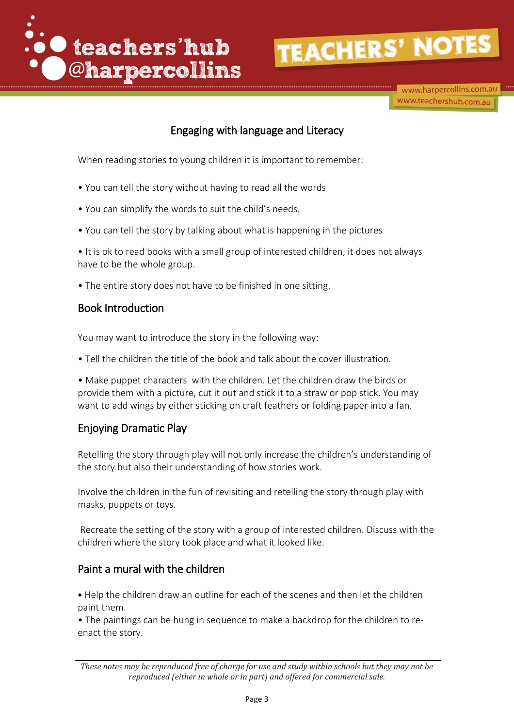## Engaging with language and Literacy

When reading stories to young children it is important to remember:

• You can tell the story without having to read all the words

• You can simplify the words to suit the child's needs.

• You can tell the story by talking about what is happening in the pictures

• It is ok to read books with a small group of interested children, it does not always have to be the whole group.

• The entire story does not have to be finished in one sitting.

## Book Introduction

You may want to introduce the story in the following way:

• Tell the children the title of the book and talk about the cover illustration.

• Make puppet characters with the children. Let the children draw the birds or provide them with a picture, cut it out and stick it to a straw or pop stick. You may want to add wings by either sticking on craft feathers or folding paper into a fan.

## Enjoying Dramatic Play

Retelling the story through play will not only increase the children's understanding of the story but also their understanding of how stories work.

Involve the children in the fun of revisiting and retelling the story through play with masks, puppets or toys.

Recreate the setting of the story with a group of interested children. Discuss with the children where the story took place and what it looked like.

## Paint a mural with the children

• Help the children draw an outline for each of the scenes and then let the children paint them.
• The paintings can be hung in sequence to make a backdrop for the children to re-enact the story.

*These notes may be reproduced free of charge for use and study within schools but they may not be reproduced (either in whole or in part) and offered for commercial sale.*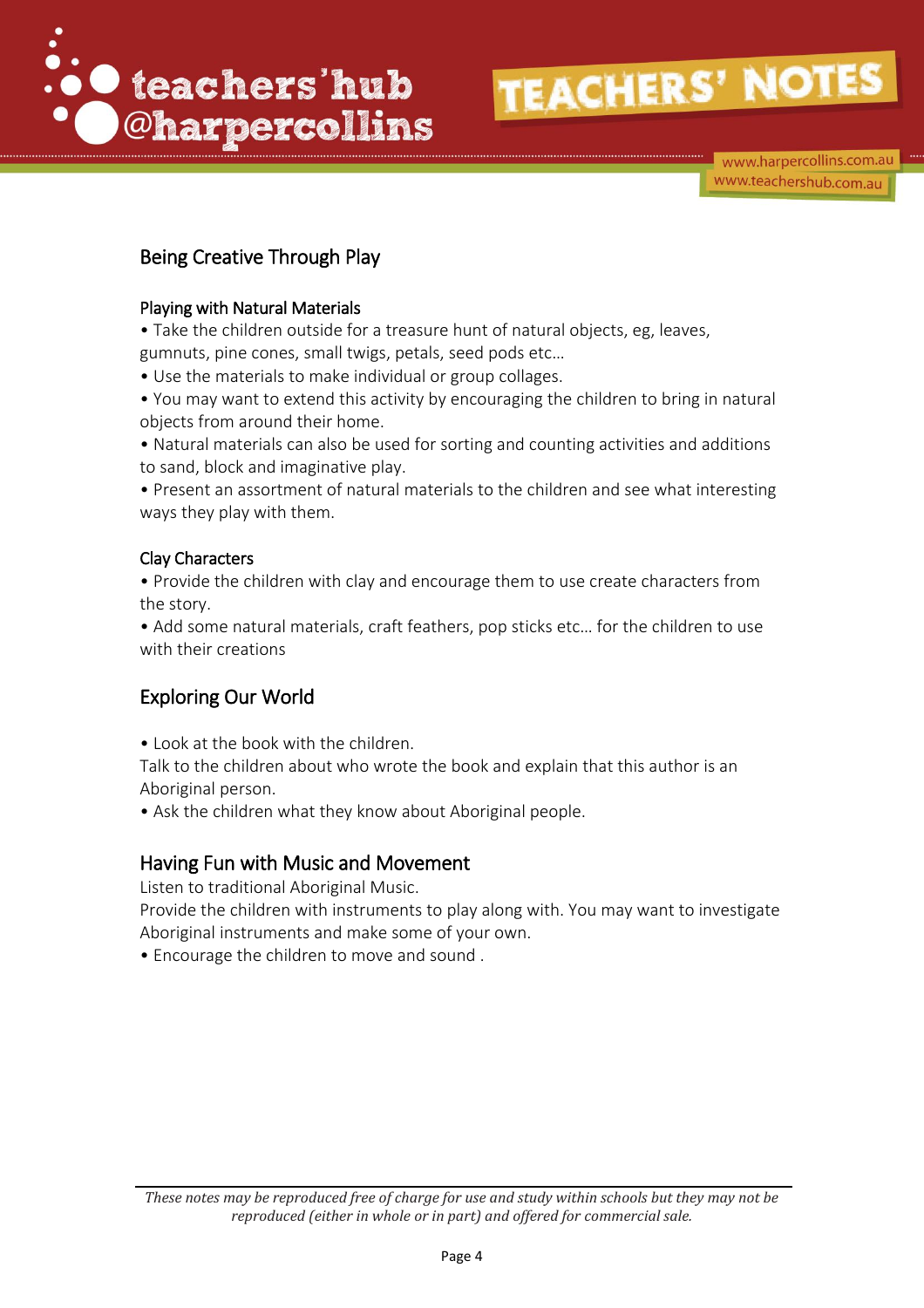## Being Creative Through Play

### Playing with Natural Materials

- Take the children outside for a treasure hunt of natural objects, eg, leaves, gumnuts, pine cones, small twigs, petals, seed pods etc…
- Use the materials to make individual or group collages.
- You may want to extend this activity by encouraging the children to bring in natural objects from around their home.
- Natural materials can also be used for sorting and counting activities and additions to sand, block and imaginative play.
- Present an assortment of natural materials to the children and see what interesting ways they play with them.

### Clay Characters

- Provide the children with clay and encourage them to use create characters from the story.
- Add some natural materials, craft feathers, pop sticks etc… for the children to use with their creations

## Exploring Our World

- Look at the book with the children.

Talk to the children about who wrote the book and explain that this author is an Aboriginal person.

- Ask the children what they know about Aboriginal people.

## Having Fun with Music and Movement

Listen to traditional Aboriginal Music.

Provide the children with instruments to play along with. You may want to investigate Aboriginal instruments and make some of your own.

- Encourage the children to move and sound .

*These notes may be reproduced free of charge for use and study within schools but they may not be reproduced (either in whole or in part) and offered for commercial sale.*